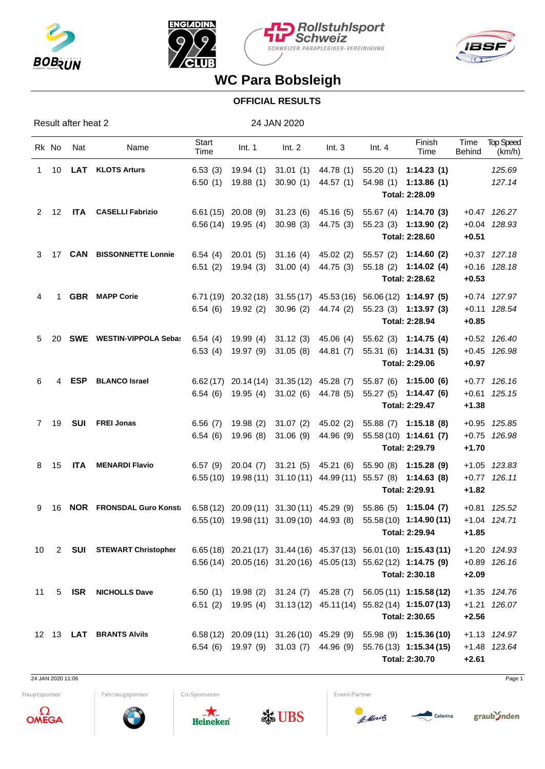# WC Para Bobsleigh

## OFFICIAL RESULTS

Result after heat 2 — 24 JAN 2020

| Rk | No | Nat | Name | Start Time | Int. 1 | Int. 2 | Int. 3 | Int. 4 | Finish Time | Time Behind | Top Speed (km/h) |
|---|---|---|---|---|---|---|---|---|---|---|---|
| 1 | 10 | **LAT** | **KLOTS Arturs** | 6.53 (3) | 19.94 (1) | 31.01 (1) | 44.78 (1) | 55.20 (1) | **1:14.23 (1)** | | *125.69* |
| | | | | 6.50 (1) | 19.88 (1) | 30.90 (1) | 44.57 (1) | 54.98 (1) | **1:13.86 (1)** | | *127.14* |
| | | | | | | | | | **Total: 2:28.09** | | |
| 2 | 12 | **ITA** | **CASELLI Fabrizio** | 6.61 (15) | 20.08 (9) | 31.23 (6) | 45.16 (5) | 55.67 (4) | **1:14.70 (3)** | +0.47 | *126.27* |
| | | | | 6.56 (14) | 19.95 (4) | 30.98 (3) | 44.75 (3) | 55.23 (3) | **1:13.90 (2)** | +0.04 | *128.93* |
| | | | | | | | | | **Total: 2:28.60** | **+0.51** | |
| 3 | 17 | **CAN** | **BISSONNETTE Lonnie** | 6.54 (4) | 20.01 (5) | 31.16 (4) | 45.02 (2) | 55.57 (2) | **1:14.60 (2)** | +0.37 | *127.18* |
| | | | | 6.51 (2) | 19.94 (3) | 31.00 (4) | 44.75 (3) | 55.18 (2) | **1:14.02 (4)** | +0.16 | *128.18* |
| | | | | | | | | | **Total: 2:28.62** | **+0.53** | |
| 4 | 1 | **GBR** | **MAPP Corie** | 6.71 (19) | 20.32 (18) | 31.55 (17) | 45.53 (16) | 56.06 (12) | **1:14.97 (5)** | +0.74 | *127.97* |
| | | | | 6.54 (6) | 19.92 (2) | 30.96 (2) | 44.74 (2) | 55.23 (3) | **1:13.97 (3)** | +0.11 | *128.54* |
| | | | | | | | | | **Total: 2:28.94** | **+0.85** | |
| 5 | 20 | **SWE** | **WESTIN-VIPPOLA Sebas** | 6.54 (4) | 19.99 (4) | 31.12 (3) | 45.06 (4) | 55.62 (3) | **1:14.75 (4)** | +0.52 | *126.40* |
| | | | | 6.53 (4) | 19.97 (9) | 31.05 (8) | 44.81 (7) | 55.31 (6) | **1:14.31 (5)** | +0.45 | *126.98* |
| | | | | | | | | | **Total: 2:29.06** | **+0.97** | |
| 6 | 4 | **ESP** | **BLANCO Israel** | 6.62 (17) | 20.14 (14) | 31.35 (12) | 45.28 (7) | 55.87 (6) | **1:15.00 (6)** | +0.77 | *126.16* |
| | | | | 6.54 (6) | 19.95 (4) | 31.02 (6) | 44.78 (5) | 55.27 (5) | **1:14.47 (6)** | +0.61 | *125.15* |
| | | | | | | | | | **Total: 2:29.47** | **+1.38** | |
| 7 | 19 | **SUI** | **FREI Jonas** | 6.56 (7) | 19.98 (2) | 31.07 (2) | 45.02 (2) | 55.88 (7) | **1:15.18 (8)** | +0.95 | *125.85* |
| | | | | 6.54 (6) | 19.96 (8) | 31.06 (9) | 44.96 (9) | 55.58 (10) | **1:14.61 (7)** | +0.75 | *126.98* |
| | | | | | | | | | **Total: 2:29.79** | **+1.70** | |
| 8 | 15 | **ITA** | **MENARDI Flavio** | 6.57 (9) | 20.04 (7) | 31.21 (5) | 45.21 (6) | 55.90 (8) | **1:15.28 (9)** | +1.05 | *123.83* |
| | | | | 6.55 (10) | 19.98 (11) | 31.10 (11) | 44.99 (11) | 55.57 (8) | **1:14.63 (8)** | +0.77 | *126.11* |
| | | | | | | | | | **Total: 2:29.91** | **+1.82** | |
| 9 | 16 | **NOR** | **FRONSDAL Guro Konst** | 6.58 (12) | 20.09 (11) | 31.30 (11) | 45.29 (9) | 55.86 (5) | **1:15.04 (7)** | +0.81 | *125.52* |
| | | | | 6.55 (10) | 19.98 (11) | 31.09 (10) | 44.93 (8) | 55.58 (10) | **1:14.90 (11)** | +1.04 | *124.71* |
| | | | | | | | | | **Total: 2:29.94** | **+1.85** | |
| 10 | 2 | **SUI** | **STEWART Christopher** | 6.65 (18) | 20.21 (17) | 31.44 (16) | 45.37 (13) | 56.01 (10) | **1:15.43 (11)** | +1.20 | *124.93* |
| | | | | 6.56 (14) | 20.05 (16) | 31.20 (16) | 45.05 (13) | 55.62 (12) | **1:14.75 (9)** | +0.89 | *126.16* |
| | | | | | | | | | **Total: 2:30.18** | **+2.09** | |
| 11 | 5 | **ISR** | **NICHOLLS Dave** | 6.50 (1) | 19.98 (2) | 31.24 (7) | 45.28 (7) | 56.05 (11) | **1:15.58 (12)** | +1.35 | *124.76* |
| | | | | 6.51 (2) | 19.95 (4) | 31.13 (12) | 45.11 (14) | 55.82 (14) | **1:15.07 (13)** | +1.21 | *126.07* |
| | | | | | | | | | **Total: 2:30.65** | **+2.56** | |
| 12 | 13 | **LAT** | **BRANTS Alvils** | 6.58 (12) | 20.09 (11) | 31.26 (10) | 45.29 (9) | 55.98 (9) | **1:15.36 (10)** | +1.13 | *124.97* |
| | | | | 6.54 (6) | 19.97 (9) | 31.03 (7) | 44.96 (9) | 55.76 (13) | **1:15.34 (15)** | +1.48 | *123.64* |
| | | | | | | | | | **Total: 2:30.70** | **+2.61** | |

24 JAN 2020 11:06

Hauptsponsor · Fahrzeugsponsor · Co-Sponsoren · Event-Partner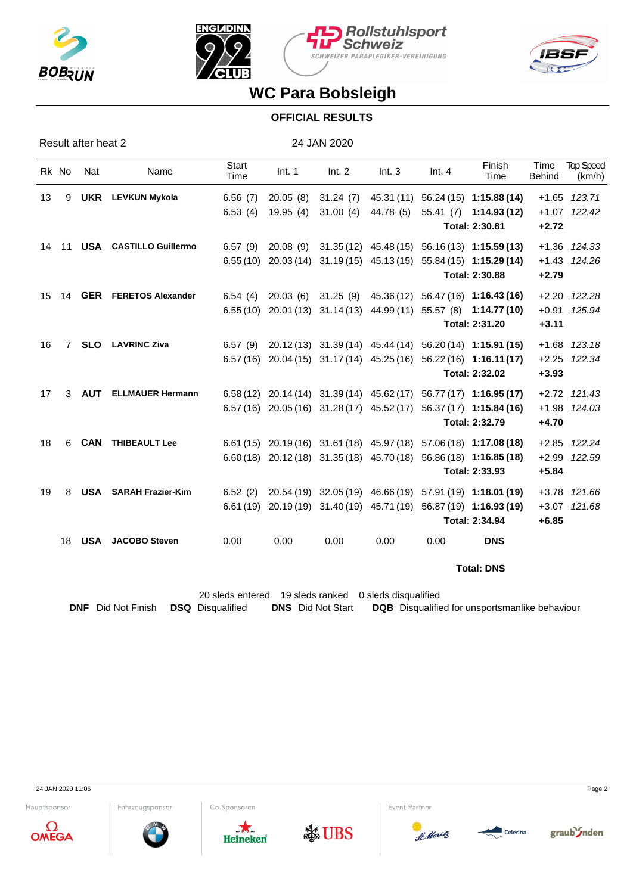# WC Para Bobsleigh

## OFFICIAL RESULTS

Result after heat 2 — 24 JAN 2020

| Rk | No | Nat | Name | Start Time | Int. 1 | Int. 2 | Int. 3 | Int. 4 | Finish Time | Time Behind | Top Speed (km/h) |
|---|---|---|---|---|---|---|---|---|---|---|---|
| 13 | 9 | **UKR** | **LEVKUN Mykola** | 6.56 (7) | 20.05 (8) | 31.24 (7) | 45.31 (11) | 56.24 (15) | **1:15.88 (14)** | +1.65 | *123.71* |
| | | | | 6.53 (4) | 19.95 (4) | 31.00 (4) | 44.78 (5) | 55.41 (7) | **1:14.93 (12)** | +1.07 | *122.42* |
| | | | | | | | | | **Total: 2:30.81** | **+2.72** | |
| 14 | 11 | **USA** | **CASTILLO Guillermo** | 6.57 (9) | 20.08 (9) | 31.35 (12) | 45.48 (15) | 56.16 (13) | **1:15.59 (13)** | +1.36 | *124.33* |
| | | | | 6.55 (10) | 20.03 (14) | 31.19 (15) | 45.13 (15) | 55.84 (15) | **1:15.29 (14)** | +1.43 | *124.26* |
| | | | | | | | | | **Total: 2:30.88** | **+2.79** | |
| 15 | 14 | **GER** | **FERETOS Alexander** | 6.54 (4) | 20.03 (6) | 31.25 (9) | 45.36 (12) | 56.47 (16) | **1:16.43 (16)** | +2.20 | *122.28* |
| | | | | 6.55 (10) | 20.01 (13) | 31.14 (13) | 44.99 (11) | 55.57 (8) | **1:14.77 (10)** | +0.91 | *125.94* |
| | | | | | | | | | **Total: 2:31.20** | **+3.11** | |
| 16 | 7 | **SLO** | **LAVRINC Ziva** | 6.57 (9) | 20.12 (13) | 31.39 (14) | 45.44 (14) | 56.20 (14) | **1:15.91 (15)** | +1.68 | *123.18* |
| | | | | 6.57 (16) | 20.04 (15) | 31.17 (14) | 45.25 (16) | 56.22 (16) | **1:16.11 (17)** | +2.25 | *122.34* |
| | | | | | | | | | **Total: 2:32.02** | **+3.93** | |
| 17 | 3 | **AUT** | **ELLMAUER Hermann** | 6.58 (12) | 20.14 (14) | 31.39 (14) | 45.62 (17) | 56.77 (17) | **1:16.95 (17)** | +2.72 | *121.43* |
| | | | | 6.57 (16) | 20.05 (16) | 31.28 (17) | 45.52 (17) | 56.37 (17) | **1:15.84 (16)** | +1.98 | *124.03* |
| | | | | | | | | | **Total: 2:32.79** | **+4.70** | |
| 18 | 6 | **CAN** | **THIBEAULT Lee** | 6.61 (15) | 20.19 (16) | 31.61 (18) | 45.97 (18) | 57.06 (18) | **1:17.08 (18)** | +2.85 | *122.24* |
| | | | | 6.60 (18) | 20.12 (18) | 31.35 (18) | 45.70 (18) | 56.86 (18) | **1:16.85 (18)** | +2.99 | *122.59* |
| | | | | | | | | | **Total: 2:33.93** | **+5.84** | |
| 19 | 8 | **USA** | **SARAH Frazier-Kim** | 6.52 (2) | 20.54 (19) | 32.05 (19) | 46.66 (19) | 57.91 (19) | **1:18.01 (19)** | +3.78 | *121.66* |
| | | | | 6.61 (19) | 20.19 (19) | 31.40 (19) | 45.71 (19) | 56.87 (19) | **1:16.93 (19)** | +3.07 | *121.68* |
| | | | | | | | | | **Total: 2:34.94** | **+6.85** | |
| | 18 | **USA** | **JACOBO Steven** | 0.00 | 0.00 | 0.00 | 0.00 | 0.00 | **DNS** | | |
| | | | | | | | | | **Total: DNS** | | |

20 sleds entered — 19 sleds ranked — 0 sleds disqualified

**DNF** Did Not Finish **DSQ** Disqualified **DNS** Did Not Start **DQB** Disqualified for unsportsmanlike behaviour

24 JAN 2020 11:06

Hauptsponsor — Fahrzeugsponsor — Co-Sponsoren — Event-Partner